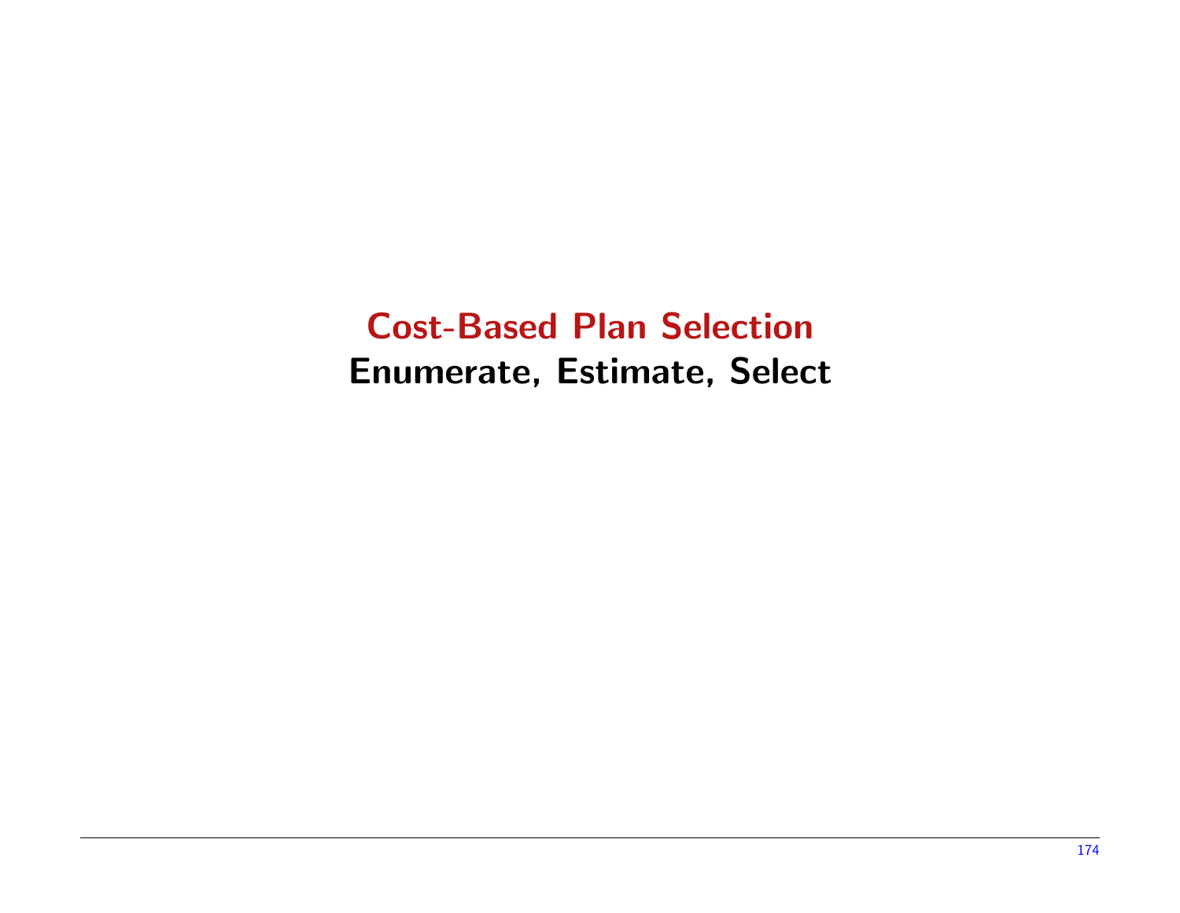# Cost-Based Plan Selection

## Enumerate, Estimate, Select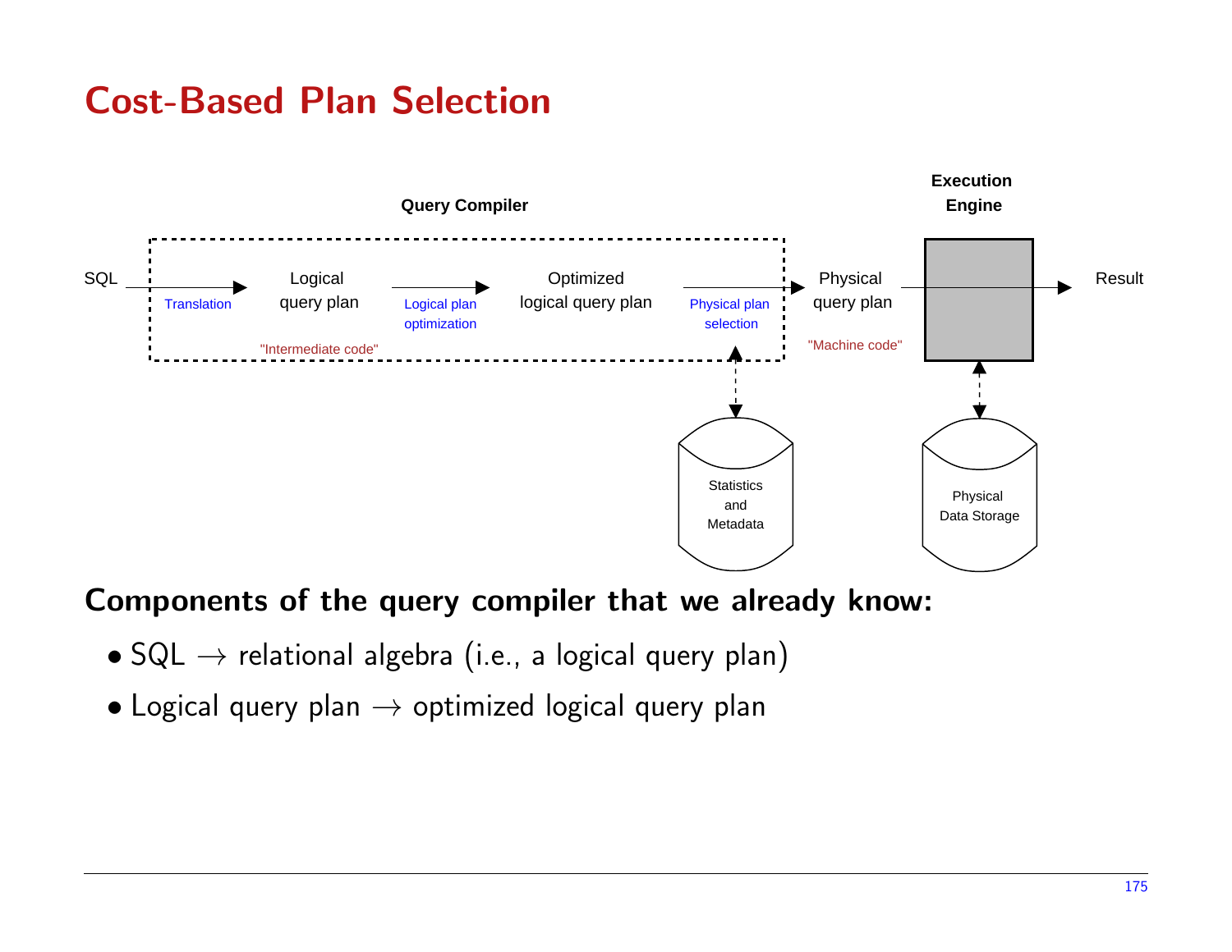# Cost-Based Plan Selection

Query Compiler

Execution Engine

SQL → Translation → Logical query plan → Logical plan optimization → Optimized logical query plan → Physical plan selection → Physical query plan → Execution Engine → Result

"Intermediate code"

"Machine code"

Statistics and Metadata

Physical Data Storage

## Components of the query compiler that we already know:

- SQL → relational algebra (i.e., a logical query plan)
- Logical query plan → optimized logical query plan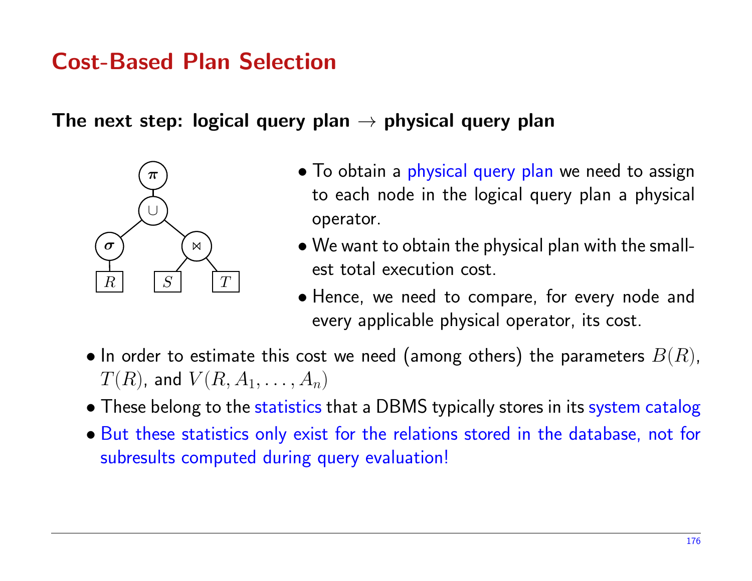# Cost-Based Plan Selection

**The next step: logical query plan → physical query plan**

- To obtain a physical query plan we need to assign to each node in the logical query plan a physical operator.
- We want to obtain the physical plan with the smallest total execution cost.
- Hence, we need to compare, for every node and every applicable physical operator, its cost.

- In order to estimate this cost we need (among others) the parameters $B(R)$, $T(R)$, and $V(R, A_1, \ldots, A_n)$
- These belong to the statistics that a DBMS typically stores in its system catalog
- But these statistics only exist for the relations stored in the database, not for subresults computed during query evaluation!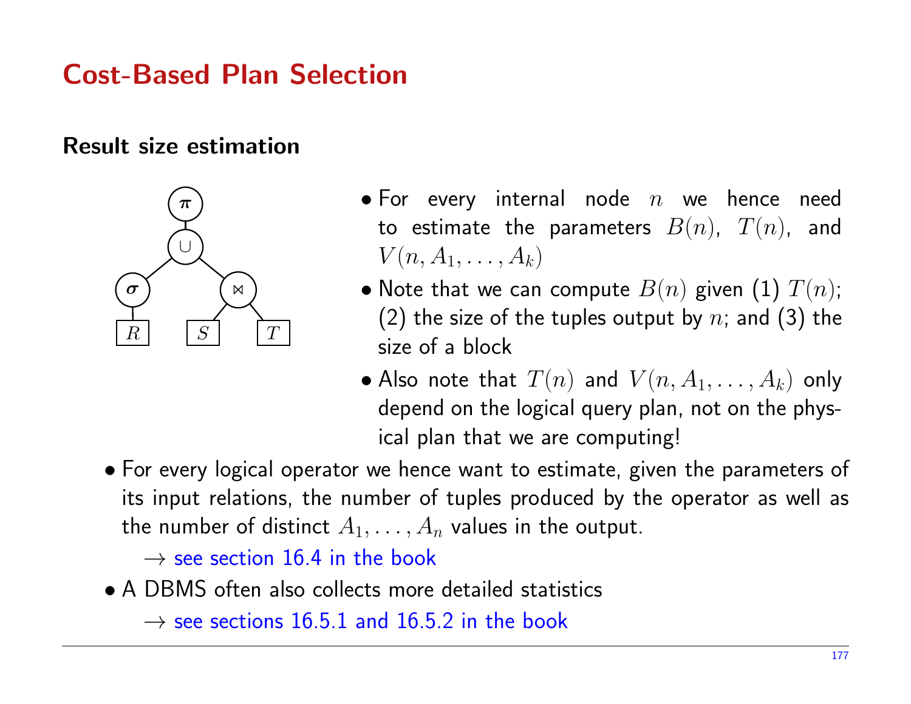# Cost-Based Plan Selection

## Result size estimation

- For every internal node $n$ we hence need to estimate the parameters $B(n)$, $T(n)$, and $V(n, A_1, \ldots, A_k)$
- Note that we can compute $B(n)$ given (1) $T(n)$; (2) the size of the tuples output by $n$; and (3) the size of a block
- Also note that $T(n)$ and $V(n, A_1, \ldots, A_k)$ only depend on the logical query plan, not on the physical plan that we are computing!

- For every logical operator we hence want to estimate, given the parameters of its input relations, the number of tuples produced by the operator as well as the number of distinct $A_1, \ldots, A_n$ values in the output.

  → see section 16.4 in the book

- A DBMS often also collects more detailed statistics

  → see sections 16.5.1 and 16.5.2 in the book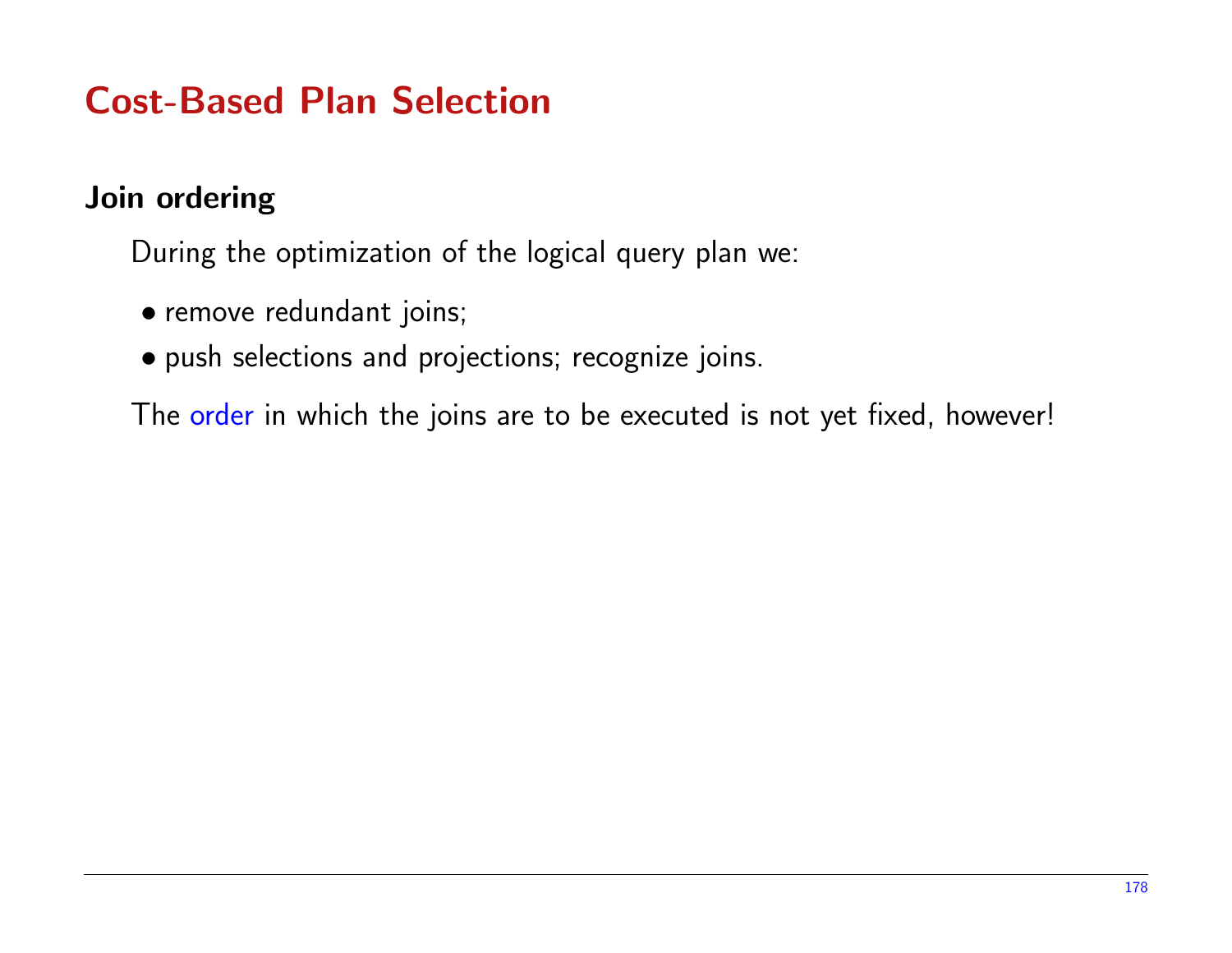# Cost-Based Plan Selection

## Join ordering

During the optimization of the logical query plan we:

- remove redundant joins;
- push selections and projections; recognize joins.

The order in which the joins are to be executed is not yet fixed, however!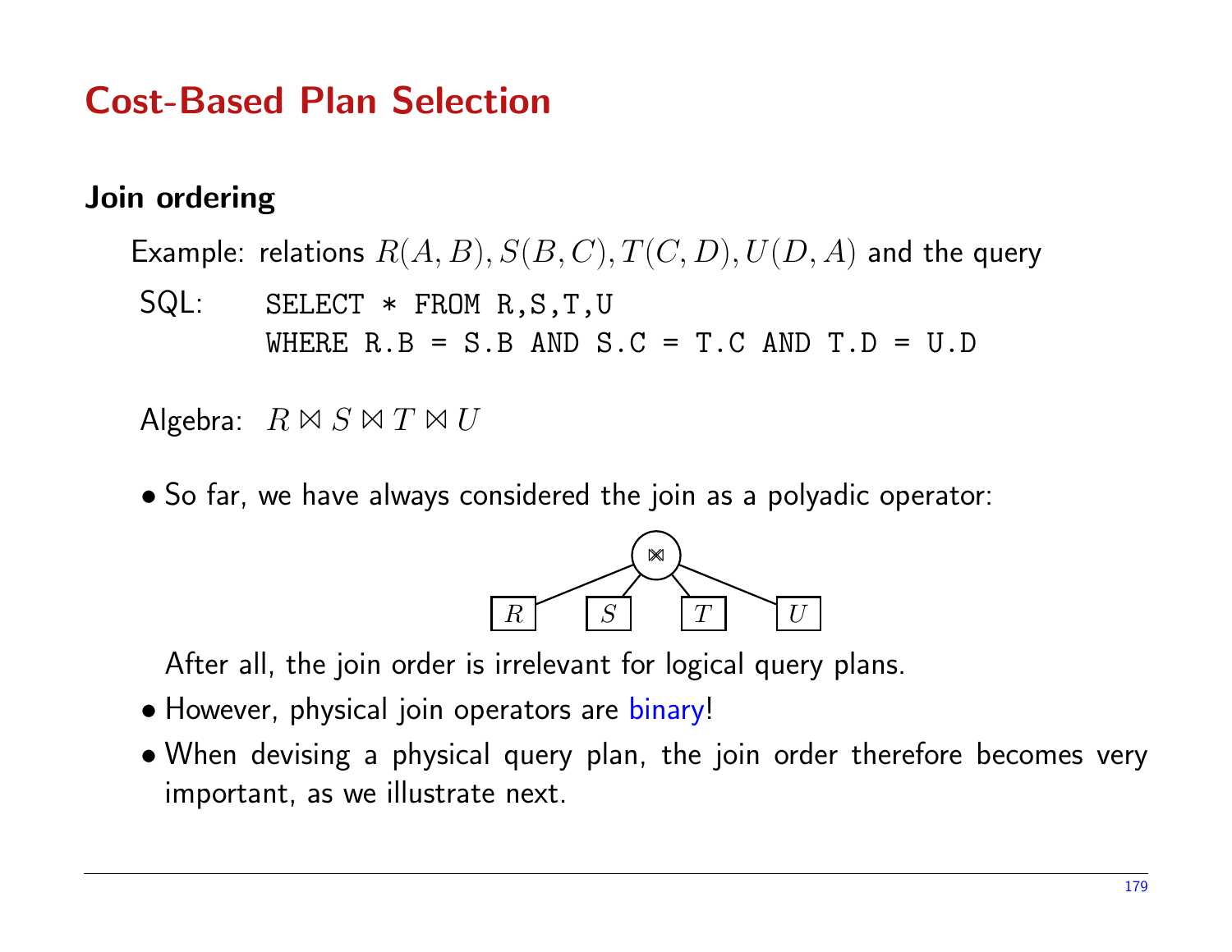# Cost-Based Plan Selection

## Join ordering

Example: relations $R(A, B), S(B, C), T(C, D), U(D, A)$ and the query

SQL:
```
SELECT * FROM R,S,T,U
WHERE R.B = S.B AND S.C = T.C AND T.D = U.D
```

Algebra: $R \bowtie S \bowtie T \bowtie U$

- So far, we have always considered the join as a polyadic operator:

$$\bowtie(R, S, T, U)$$

  After all, the join order is irrelevant for logical query plans.

- However, physical join operators are binary!
- When devising a physical query plan, the join order therefore becomes very important, as we illustrate next.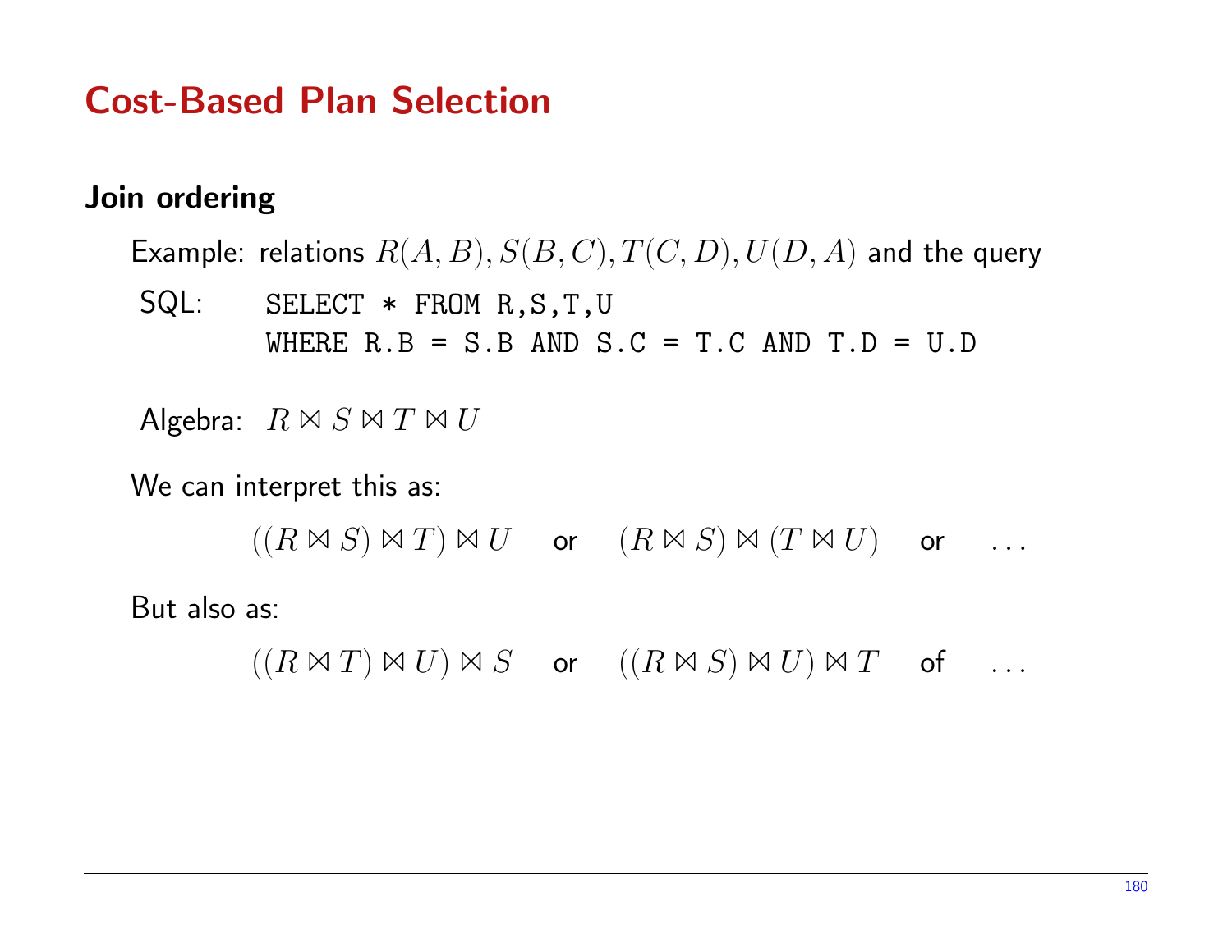# Cost-Based Plan Selection

## Join ordering

Example: relations $R(A, B), S(B, C), T(C, D), U(D, A)$ and the query

SQL:

```
SELECT * FROM R,S,T,U
WHERE R.B = S.B AND S.C = T.C AND T.D = U.D
```

Algebra: $R \bowtie S \bowtie T \bowtie U$

We can interpret this as:

$$((R \bowtie S) \bowtie T) \bowtie U \quad \text{or} \quad (R \bowtie S) \bowtie (T \bowtie U) \quad \text{or} \quad \ldots$$

But also as:

$$((R \bowtie T) \bowtie U) \bowtie S \quad \text{or} \quad ((R \bowtie S) \bowtie U) \bowtie T \quad \text{of} \quad \ldots$$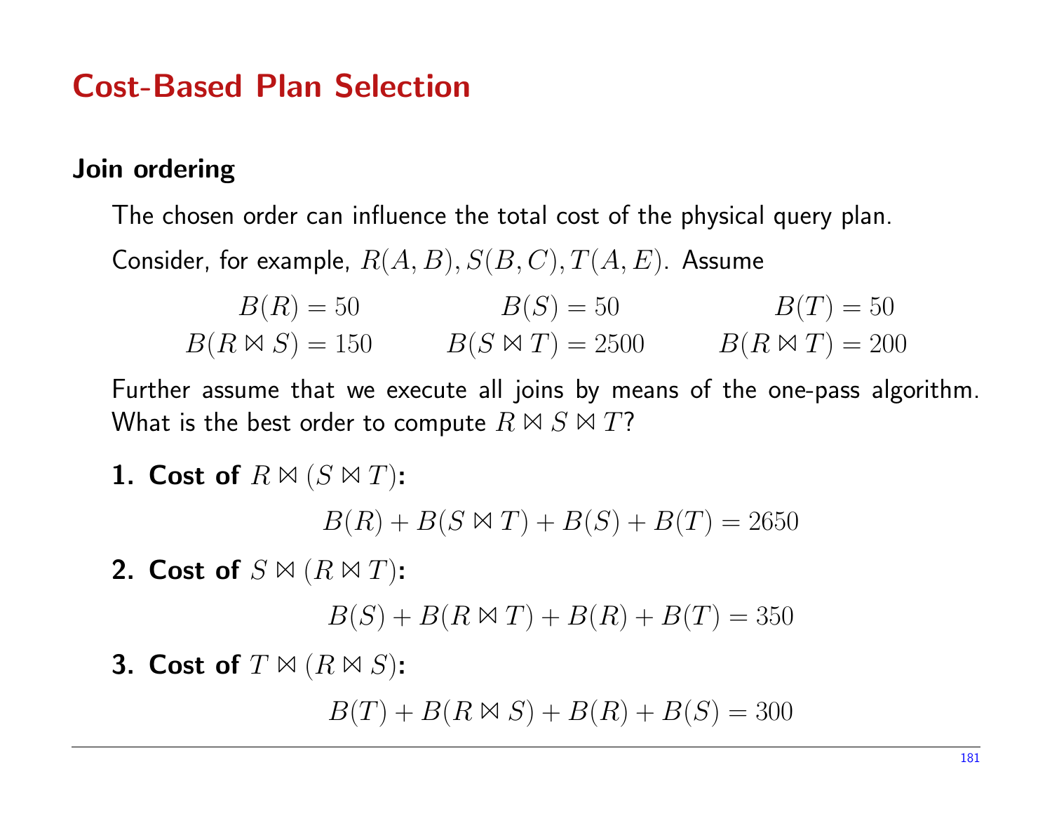# Cost-Based Plan Selection

## Join ordering

The chosen order can influence the total cost of the physical query plan.

Consider, for example, $R(A, B), S(B, C), T(A, E)$. Assume

$$B(R) = 50 \qquad B(S) = 50 \qquad B(T) = 50$$
$$B(R \bowtie S) = 150 \qquad B(S \bowtie T) = 2500 \qquad B(R \bowtie T) = 200$$

Further assume that we execute all joins by means of the one-pass algorithm. What is the best order to compute $R \bowtie S \bowtie T$?

1. **Cost of** $R \bowtie (S \bowtie T)$**:**

$$B(R) + B(S \bowtie T) + B(S) + B(T) = 2650$$

2. **Cost of** $S \bowtie (R \bowtie T)$**:**

$$B(S) + B(R \bowtie T) + B(R) + B(T) = 350$$

3. **Cost of** $T \bowtie (R \bowtie S)$**:**

$$B(T) + B(R \bowtie S) + B(R) + B(S) = 300$$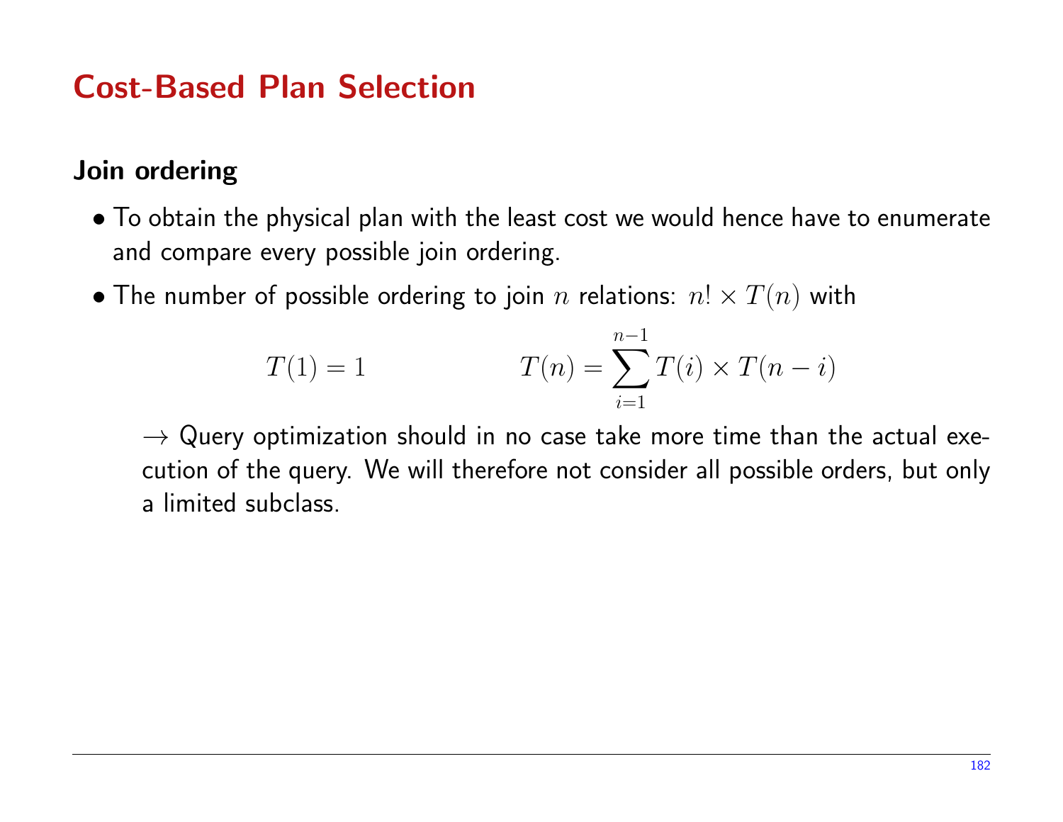# Cost-Based Plan Selection

## Join ordering

- To obtain the physical plan with the least cost we would hence have to enumerate and compare every possible join ordering.
- The number of possible ordering to join $n$ relations: $n! \times T(n)$ with

$$T(1) = 1 \qquad\qquad T(n) = \sum_{i=1}^{n-1} T(i) \times T(n-i)$$

  $\rightarrow$ Query optimization should in no case take more time than the actual execution of the query. We will therefore not consider all possible orders, but only a limited subclass.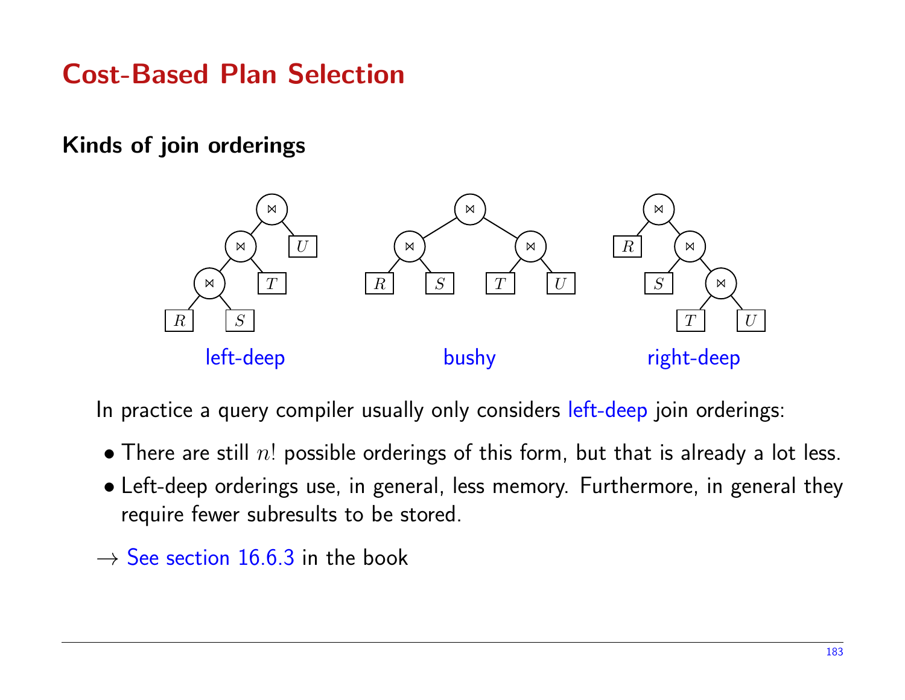# Cost-Based Plan Selection

## Kinds of join orderings

left-deep

bushy

right-deep

In practice a query compiler usually only considers left-deep join orderings:

- There are still $n!$ possible orderings of this form, but that is already a lot less.
- Left-deep orderings use, in general, less memory. Furthermore, in general they require fewer subresults to be stored.

$\rightarrow$ See section 16.6.3 in the book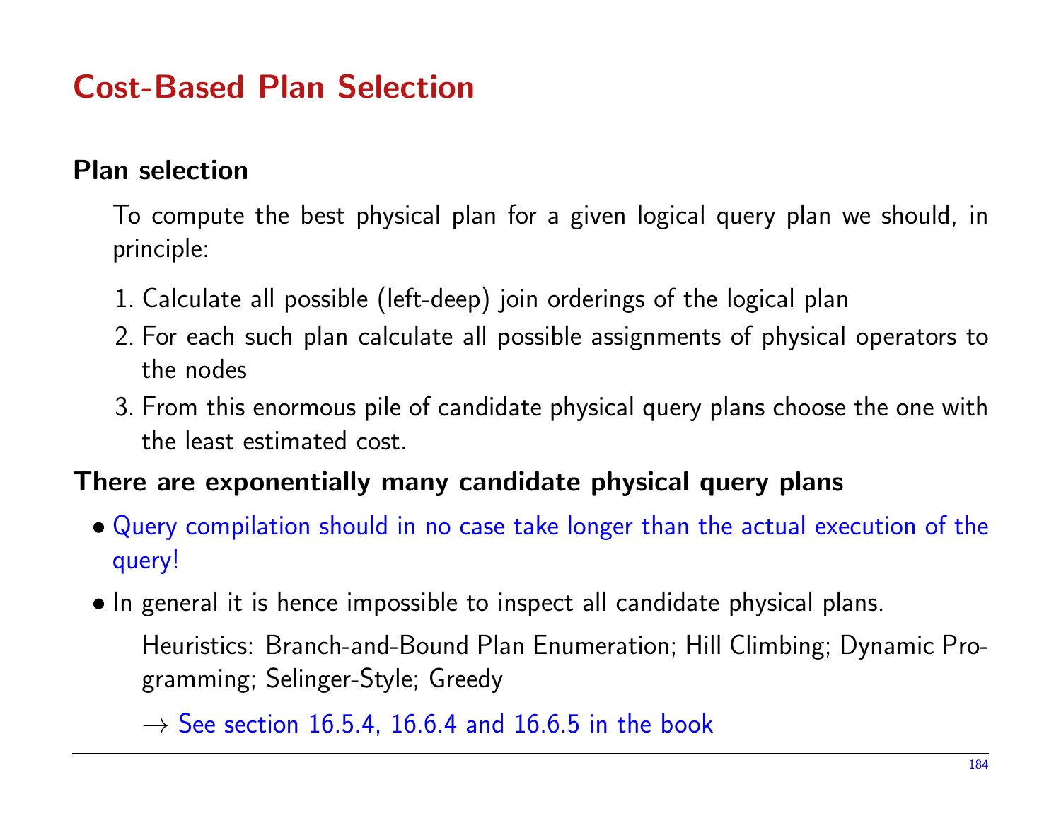# Cost-Based Plan Selection

## Plan selection

To compute the best physical plan for a given logical query plan we should, in principle:

1. Calculate all possible (left-deep) join orderings of the logical plan
2. For each such plan calculate all possible assignments of physical operators to the nodes
3. From this enormous pile of candidate physical query plans choose the one with the least estimated cost.

## There are exponentially many candidate physical query plans

- Query compilation should in no case take longer than the actual execution of the query!
- In general it is hence impossible to inspect all candidate physical plans.

  Heuristics: Branch-and-Bound Plan Enumeration; Hill Climbing; Dynamic Programming; Selinger-Style; Greedy

  → See section 16.5.4, 16.6.4 and 16.6.5 in the book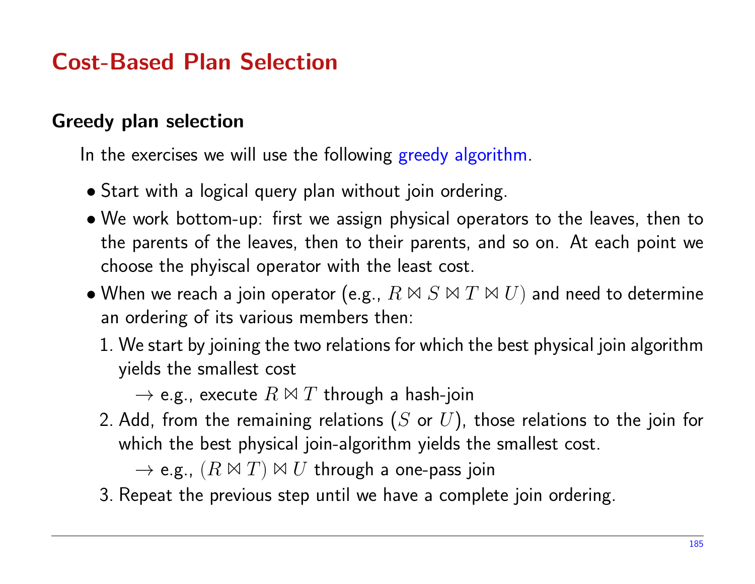# Cost-Based Plan Selection

## Greedy plan selection

In the exercises we will use the following greedy algorithm.

- Start with a logical query plan without join ordering.
- We work bottom-up: first we assign physical operators to the leaves, then to the parents of the leaves, then to their parents, and so on. At each point we choose the phyiscal operator with the least cost.
- When we reach a join operator (e.g., $R \bowtie S \bowtie T \bowtie U$) and need to determine an ordering of its various members then:
  1. We start by joining the two relations for which the best physical join algorithm yields the smallest cost

     $\rightarrow$ e.g., execute $R \bowtie T$ through a hash-join
  2. Add, from the remaining relations ($S$ or $U$), those relations to the join for which the best physical join-algorithm yields the smallest cost.

     $\rightarrow$ e.g., $(R \bowtie T) \bowtie U$ through a one-pass join
  3. Repeat the previous step until we have a complete join ordering.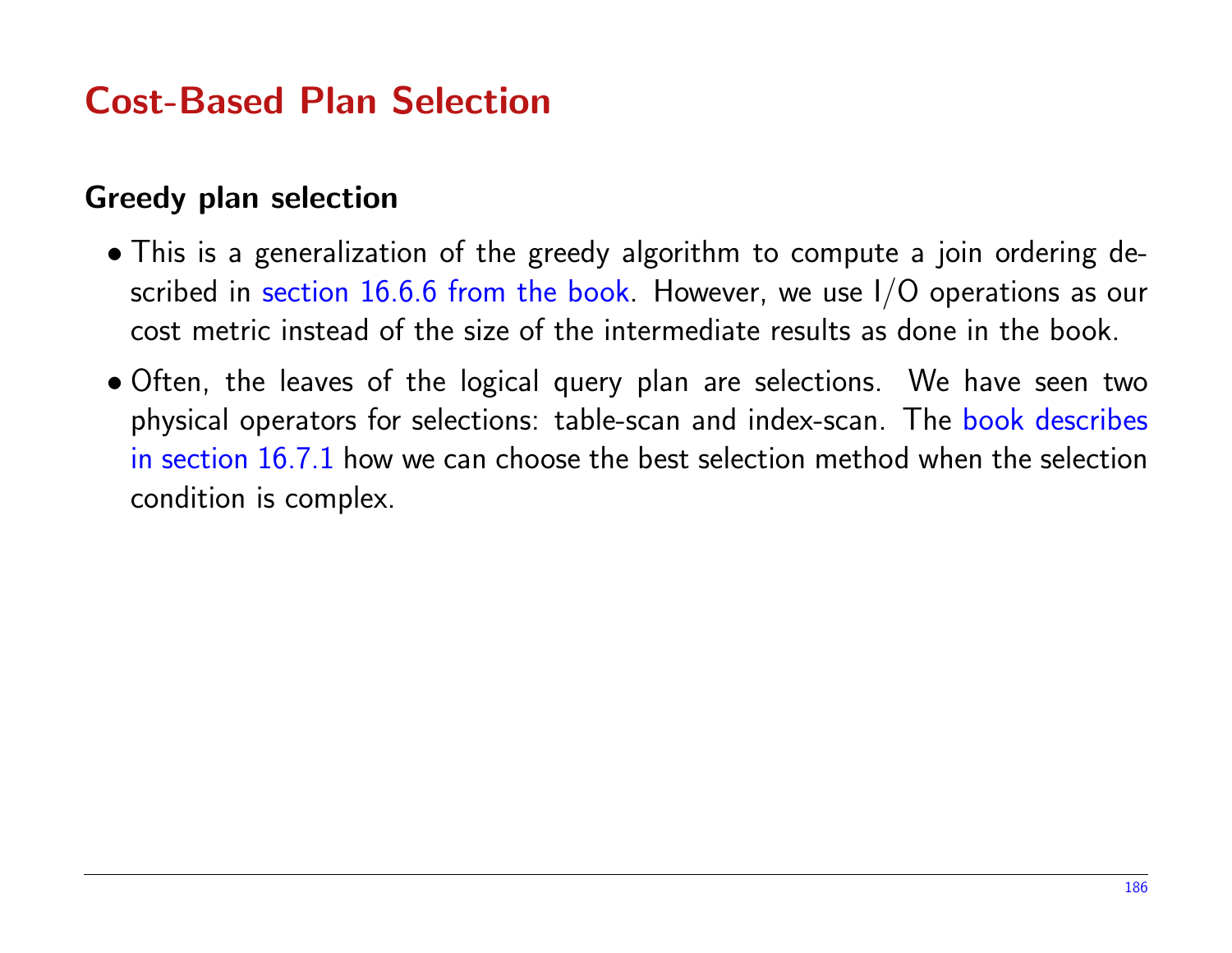# Cost-Based Plan Selection

### Greedy plan selection

- This is a generalization of the greedy algorithm to compute a join ordering described in section 16.6.6 from the book. However, we use I/O operations as our cost metric instead of the size of the intermediate results as done in the book.
- Often, the leaves of the logical query plan are selections. We have seen two physical operators for selections: table-scan and index-scan. The book describes in section 16.7.1 how we can choose the best selection method when the selection condition is complex.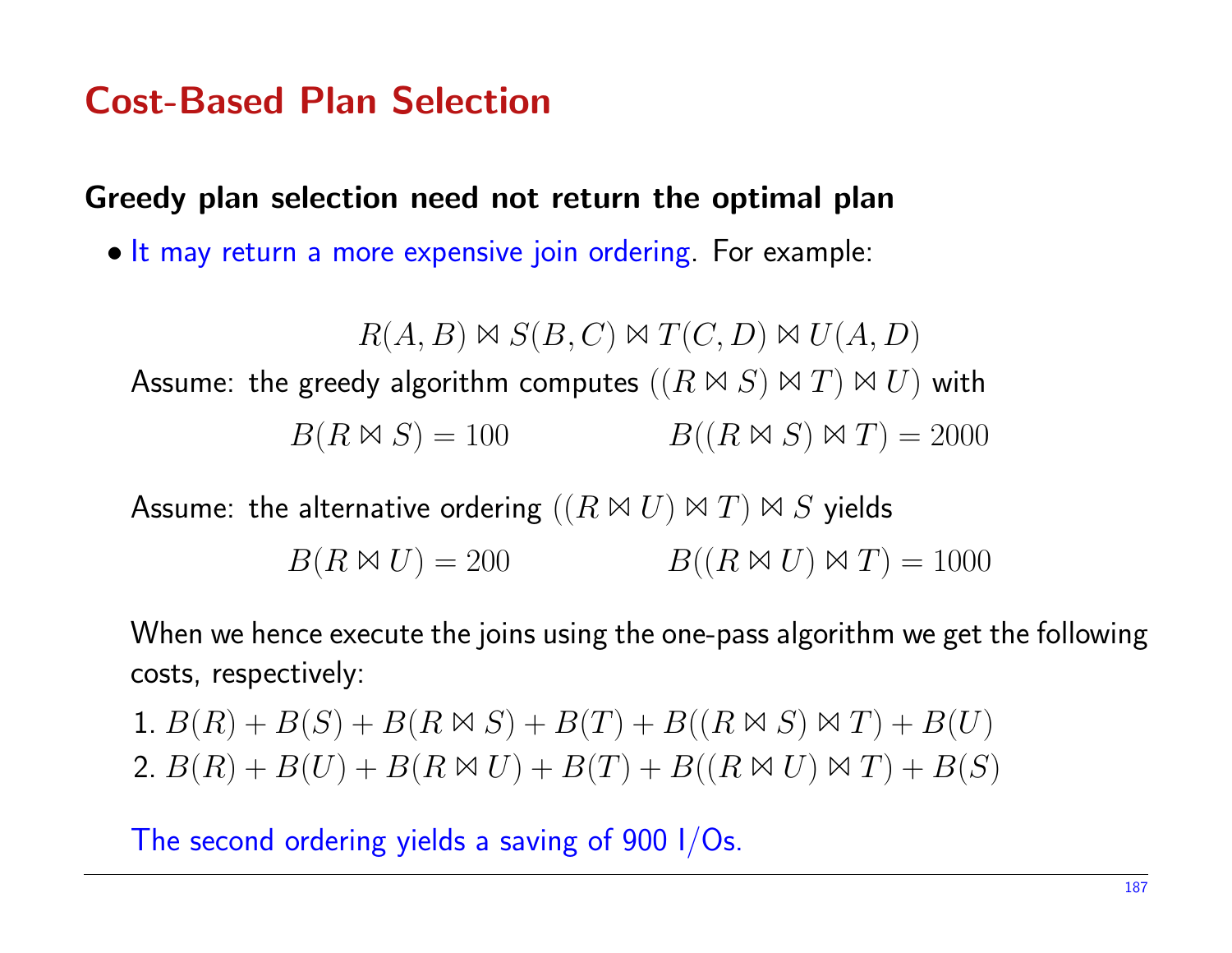# Cost-Based Plan Selection

**Greedy plan selection need not return the optimal plan**

- It may return a more expensive join ordering. For example:

$$R(A,B) \bowtie S(B,C) \bowtie T(C,D) \bowtie U(A,D)$$

Assume: the greedy algorithm computes $((R \bowtie S) \bowtie T) \bowtie U)$ with

$$B(R \bowtie S) = 100 \qquad\qquad B((R \bowtie S) \bowtie T) = 2000$$

Assume: the alternative ordering $((R \bowtie U) \bowtie T) \bowtie S$ yields

$$B(R \bowtie U) = 200 \qquad\qquad B((R \bowtie U) \bowtie T) = 1000$$

When we hence execute the joins using the one-pass algorithm we get the following costs, respectively:

1. $B(R) + B(S) + B(R \bowtie S) + B(T) + B((R \bowtie S) \bowtie T) + B(U)$
2. $B(R) + B(U) + B(R \bowtie U) + B(T) + B((R \bowtie U) \bowtie T) + B(S)$

The second ordering yields a saving of 900 I/Os.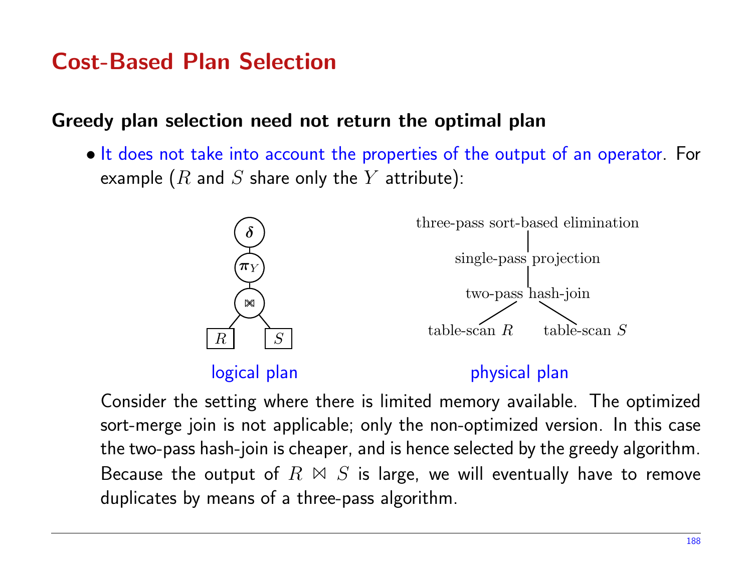## Cost-Based Plan Selection

**Greedy plan selection need not return the optimal plan**

- It does not take into account the properties of the output of an operator. For example ($R$ and $S$ share only the $Y$ attribute):

logical plan:

```
δ
|
π_Y
|
⋈
/ \
R   S
```

physical plan:

```
three-pass sort-based elimination
|
single-pass projection
|
two-pass hash-join
/                  \
table-scan R      table-scan S
```

Consider the setting where there is limited memory available. The optimized sort-merge join is not applicable; only the non-optimized version. In this case the two-pass hash-join is cheaper, and is hence selected by the greedy algorithm. Because the output of $R \bowtie S$ is large, we will eventually have to remove duplicates by means of a three-pass algorithm.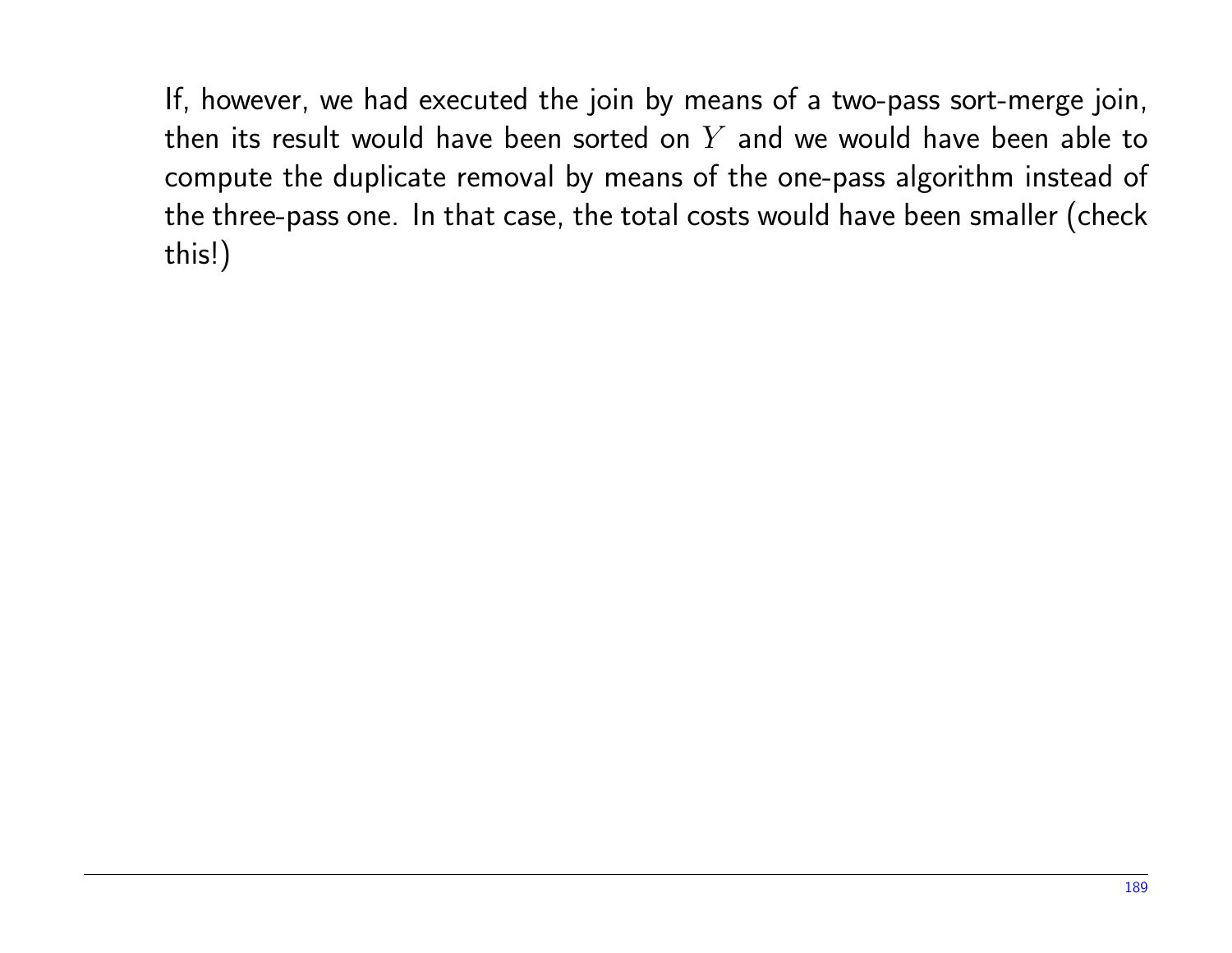If, however, we had executed the join by means of a two-pass sort-merge join, then its result would have been sorted on $Y$ and we would have been able to compute the duplicate removal by means of the one-pass algorithm instead of the three-pass one. In that case, the total costs would have been smaller (check this!)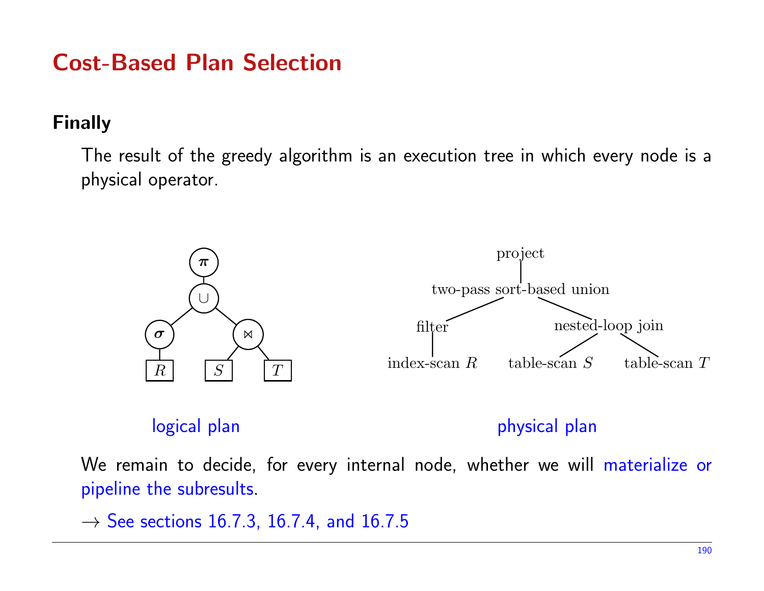# Cost-Based Plan Selection

## Finally

The result of the greedy algorithm is an execution tree in which every node is a physical operator.

$\pi$

$\cup$

$\sigma$ $\bowtie$

$R$ $S$ $T$

logical plan

project

two-pass sort-based union

filter nested-loop join

index-scan $R$ table-scan $S$ table-scan $T$

physical plan

We remain to decide, for every internal node, whether we will materialize or pipeline the subresults.

→ See sections 16.7.3, 16.7.4, and 16.7.5